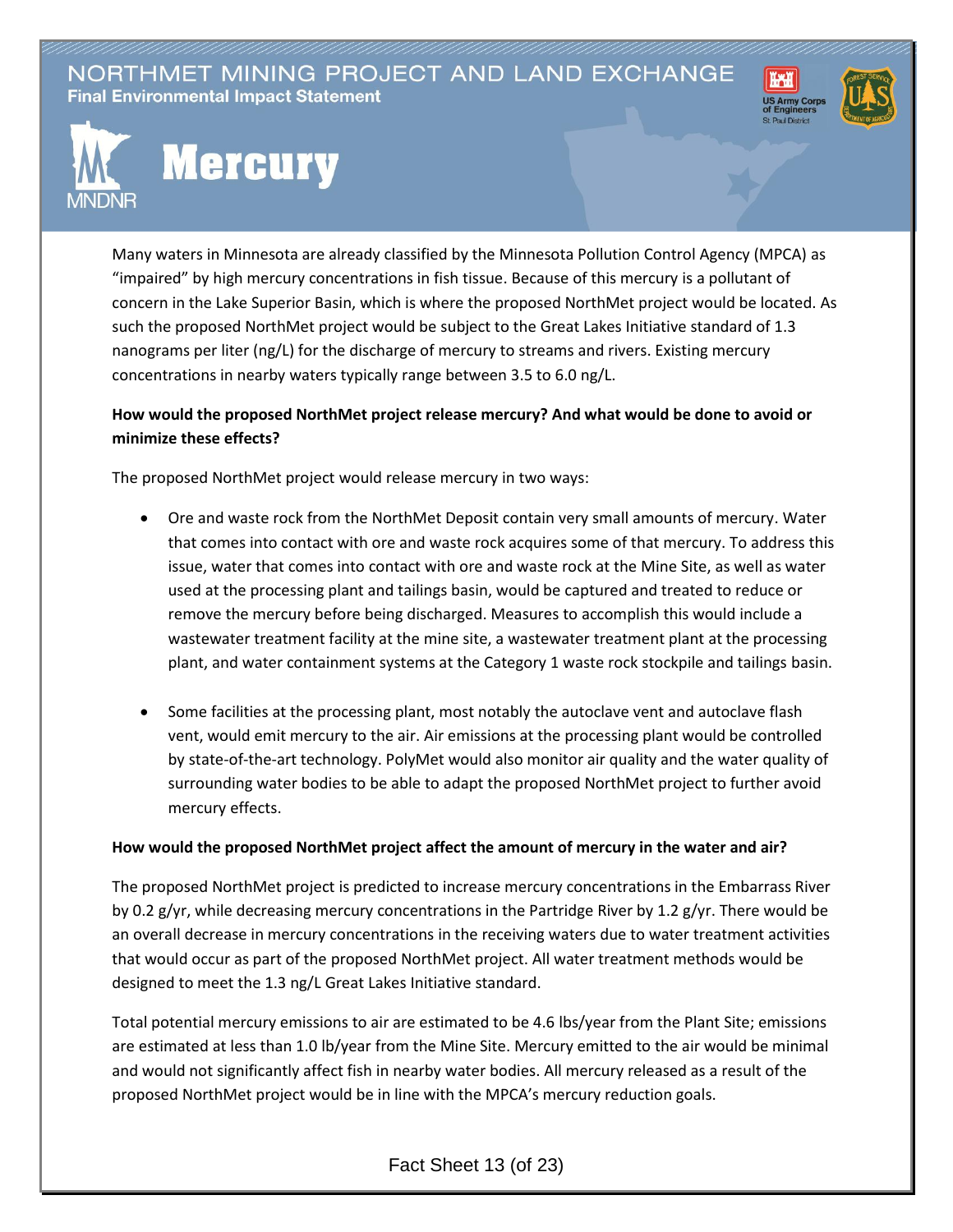# NORTHMET MINING PROJECT AND LAND EXCHANGE

**Final Environmental Impact Statement**

# Mercury

Many waters in Minnesota are already classified by the Minnesota Pollution Control Agency (MPCA) as "impaired" by high mercury concentrations in fish tissue. Because of this mercury is a pollutant of concern in the Lake Superior Basin, which is where the proposed NorthMet project would be located. As such the proposed NorthMet project would be subject to the Great Lakes Initiative standard of 1.3 nanograms per liter (ng/L) for the discharge of mercury to streams and rivers. Existing mercury concentrations in nearby waters typically range between 3.5 to 6.0 ng/L.

**How would the proposed NorthMet project release mercury? And what would be done to avoid or minimize these effects?**

The proposed NorthMet project would release mercury in two ways:

- Ore and waste rock from the NorthMet Deposit contain very small amounts of mercury. Water that comes into contact with ore and waste rock acquires some of that mercury. To address this issue, water that comes into contact with ore and waste rock at the Mine Site, as well as water used at the processing plant and tailings basin, would be captured and treated to reduce or remove the mercury before being discharged. Measures to accomplish this would include a wastewater treatment facility at the mine site, a wastewater treatment plant at the processing plant, and water containment systems at the Category 1 waste rock stockpile and tailings basin.

- Some facilities at the processing plant, most notably the autoclave vent and autoclave flash vent, would emit mercury to the air. Air emissions at the processing plant would be controlled by state-of-the-art technology. PolyMet would also monitor air quality and the water quality of surrounding water bodies to be able to adapt the proposed NorthMet project to further avoid mercury effects.

**How would the proposed NorthMet project affect the amount of mercury in the water and air?**

The proposed NorthMet project is predicted to increase mercury concentrations in the Embarrass River by 0.2 g/yr, while decreasing mercury concentrations in the Partridge River by 1.2 g/yr. There would be an overall decrease in mercury concentrations in the receiving waters due to water treatment activities that would occur as part of the proposed NorthMet project. All water treatment methods would be designed to meet the 1.3 ng/L Great Lakes Initiative standard.

Total potential mercury emissions to air are estimated to be 4.6 lbs/year from the Plant Site; emissions are estimated at less than 1.0 lb/year from the Mine Site. Mercury emitted to the air would be minimal and would not significantly affect fish in nearby water bodies. All mercury released as a result of the proposed NorthMet project would be in line with the MPCA's mercury reduction goals.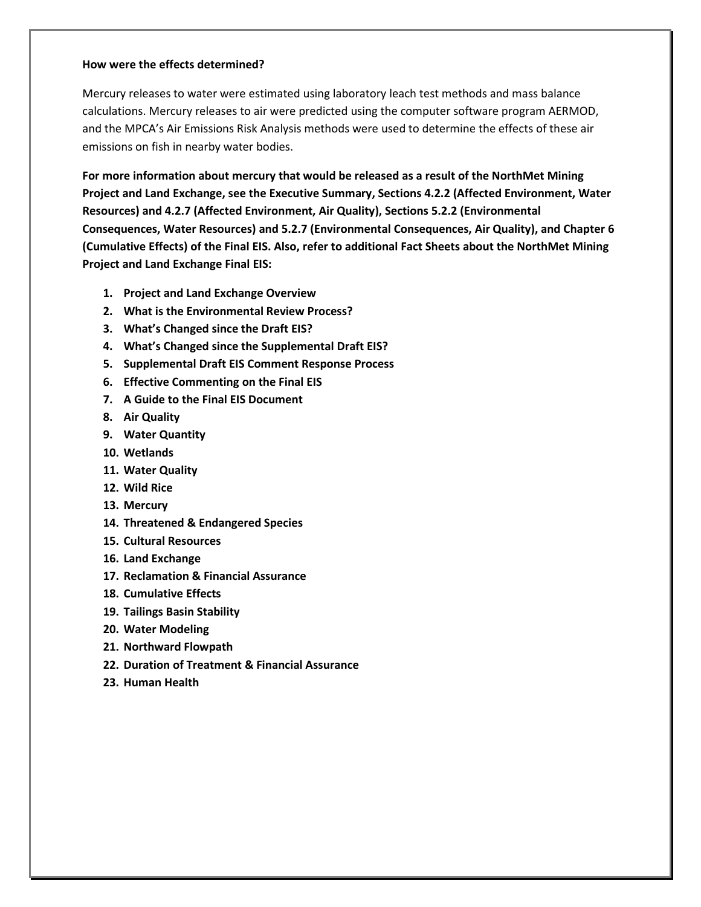**How were the effects determined?**

Mercury releases to water were estimated using laboratory leach test methods and mass balance calculations. Mercury releases to air were predicted using the computer software program AERMOD, and the MPCA's Air Emissions Risk Analysis methods were used to determine the effects of these air emissions on fish in nearby water bodies.

**For more information about mercury that would be released as a result of the NorthMet Mining Project and Land Exchange, see the Executive Summary, Sections 4.2.2 (Affected Environment, Water Resources) and 4.2.7 (Affected Environment, Air Quality), Sections 5.2.2 (Environmental Consequences, Water Resources) and 5.2.7 (Environmental Consequences, Air Quality), and Chapter 6 (Cumulative Effects) of the Final EIS. Also, refer to additional Fact Sheets about the NorthMet Mining Project and Land Exchange Final EIS:**

1. **Project and Land Exchange Overview**
2. **What is the Environmental Review Process?**
3. **What's Changed since the Draft EIS?**
4. **What's Changed since the Supplemental Draft EIS?**
5. **Supplemental Draft EIS Comment Response Process**
6. **Effective Commenting on the Final EIS**
7. **A Guide to the Final EIS Document**
8. **Air Quality**
9. **Water Quantity**
10. **Wetlands**
11. **Water Quality**
12. **Wild Rice**
13. **Mercury**
14. **Threatened & Endangered Species**
15. **Cultural Resources**
16. **Land Exchange**
17. **Reclamation & Financial Assurance**
18. **Cumulative Effects**
19. **Tailings Basin Stability**
20. **Water Modeling**
21. **Northward Flowpath**
22. **Duration of Treatment & Financial Assurance**
23. **Human Health**